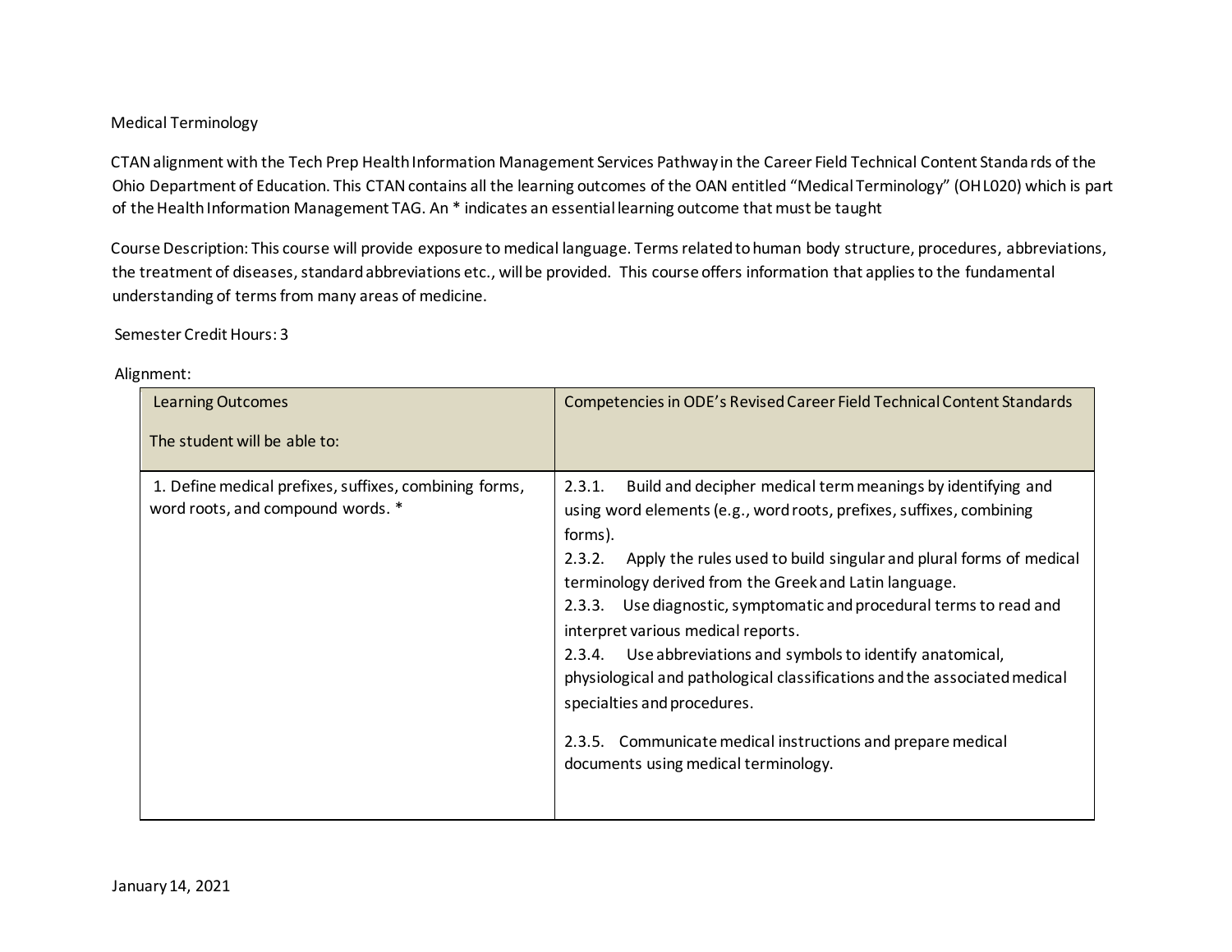# Medical Terminology

CTAN alignment with the Tech Prep Health Information Management Services Pathway in the Career Field Technical Content Standards of the Ohio Department of Education. This CTAN contains all the learning outcomes of the OAN entitled "Medical Terminology" (OHL020) which is part of the Health Information Management TAG. An * indicates an essential learning outcome that must be taught

Course Description: This course will provide exposure to medical language. Terms related to human body structure, procedures, abbreviations, the treatment of diseases, standard abbreviations etc., will be provided. This course offers information that applies to the fundamental understanding of terms from many areas of medicine.

Semester Credit Hours: 3

Alignment:

| Learning Outcomes<br><br>The student will be able to: | Competencies in ODE's Revised Career Field Technical Content Standards |
|---|---|
| 1. Define medical prefixes, suffixes, combining forms, word roots, and compound words. * | 2.3.1. Build and decipher medical term meanings by identifying and using word elements (e.g., word roots, prefixes, suffixes, combining forms).<br>2.3.2. Apply the rules used to build singular and plural forms of medical terminology derived from the Greek and Latin language.<br>2.3.3. Use diagnostic, symptomatic and procedural terms to read and interpret various medical reports.<br>2.3.4. Use abbreviations and symbols to identify anatomical, physiological and pathological classifications and the associated medical specialties and procedures.<br><br>2.3.5. Communicate medical instructions and prepare medical documents using medical terminology. |

January 14, 2021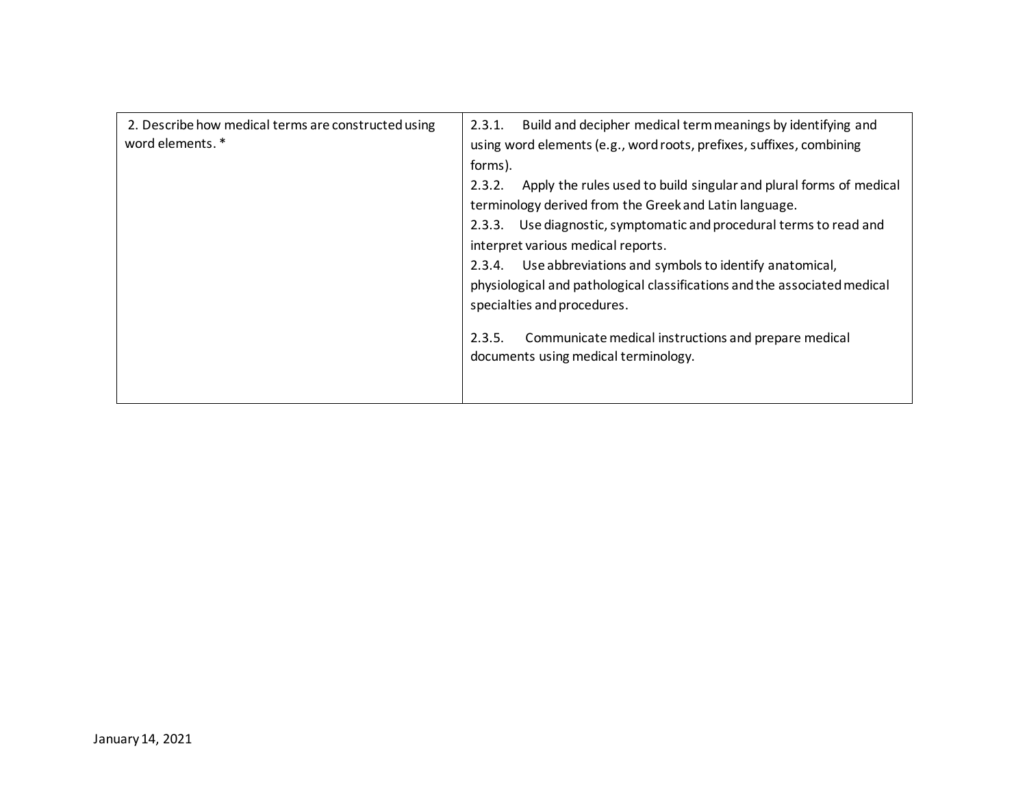| | |
|---|---|
| 2. Describe how medical terms are constructed using word elements. * | 2.3.1. Build and decipher medical term meanings by identifying and using word elements (e.g., word roots, prefixes, suffixes, combining forms).<br>2.3.2. Apply the rules used to build singular and plural forms of medical terminology derived from the Greek and Latin language.<br>2.3.3. Use diagnostic, symptomatic and procedural terms to read and interpret various medical reports.<br>2.3.4. Use abbreviations and symbols to identify anatomical, physiological and pathological classifications and the associated medical specialties and procedures.<br>2.3.5. Communicate medical instructions and prepare medical documents using medical terminology. |

January 14, 2021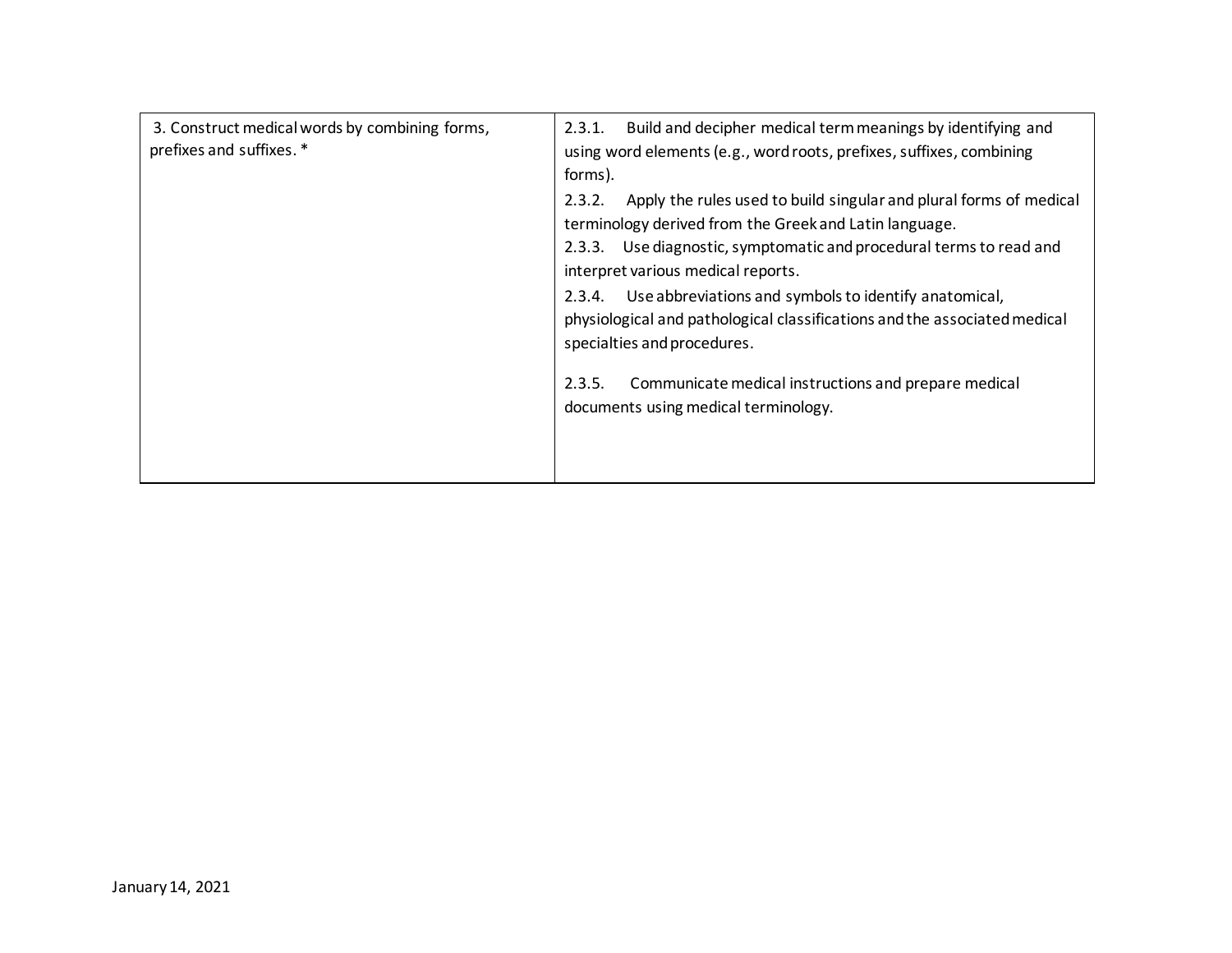| | |
|---|---|
| 3. Construct medical words by combining forms, prefixes and suffixes. * | 2.3.1. Build and decipher medical term meanings by identifying and using word elements (e.g., word roots, prefixes, suffixes, combining forms).<br>2.3.2. Apply the rules used to build singular and plural forms of medical terminology derived from the Greek and Latin language.<br>2.3.3. Use diagnostic, symptomatic and procedural terms to read and interpret various medical reports.<br>2.3.4. Use abbreviations and symbols to identify anatomical, physiological and pathological classifications and the associated medical specialties and procedures.<br>2.3.5. Communicate medical instructions and prepare medical documents using medical terminology. |

January 14, 2021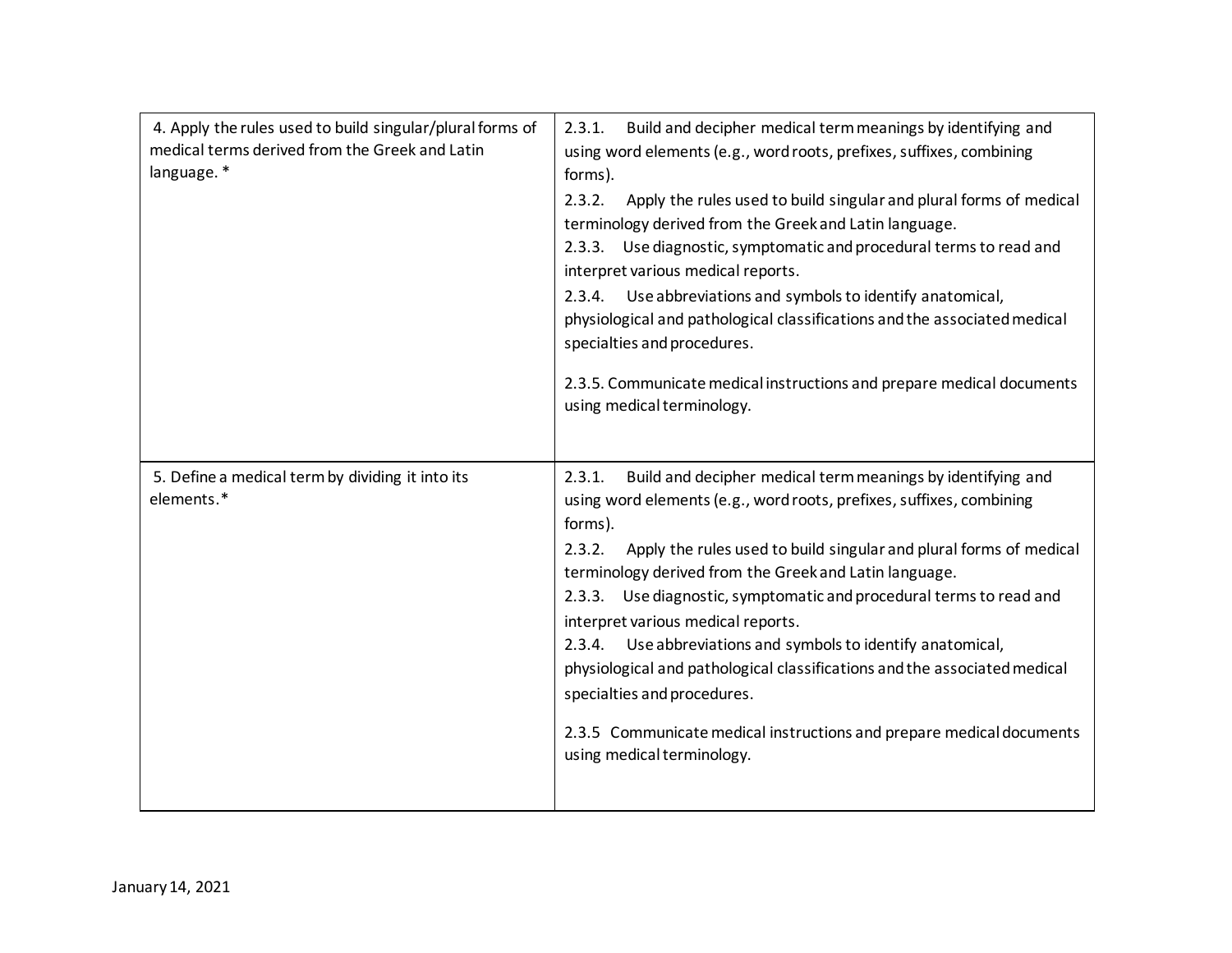| | |
|---|---|
| 4. Apply the rules used to build singular/plural forms of medical terms derived from the Greek and Latin language. * | 2.3.1. Build and decipher medical term meanings by identifying and using word elements (e.g., word roots, prefixes, suffixes, combining forms).<br>2.3.2. Apply the rules used to build singular and plural forms of medical terminology derived from the Greek and Latin language.<br>2.3.3. Use diagnostic, symptomatic and procedural terms to read and interpret various medical reports.<br>2.3.4. Use abbreviations and symbols to identify anatomical, physiological and pathological classifications and the associated medical specialties and procedures.<br><br>2.3.5. Communicate medical instructions and prepare medical documents using medical terminology. |
| 5. Define a medical term by dividing it into its elements.* | 2.3.1. Build and decipher medical term meanings by identifying and using word elements (e.g., word roots, prefixes, suffixes, combining forms).<br>2.3.2. Apply the rules used to build singular and plural forms of medical terminology derived from the Greek and Latin language.<br>2.3.3. Use diagnostic, symptomatic and procedural terms to read and interpret various medical reports.<br>2.3.4. Use abbreviations and symbols to identify anatomical, physiological and pathological classifications and the associated medical specialties and procedures.<br><br>2.3.5 Communicate medical instructions and prepare medical documents using medical terminology. |

January 14, 2021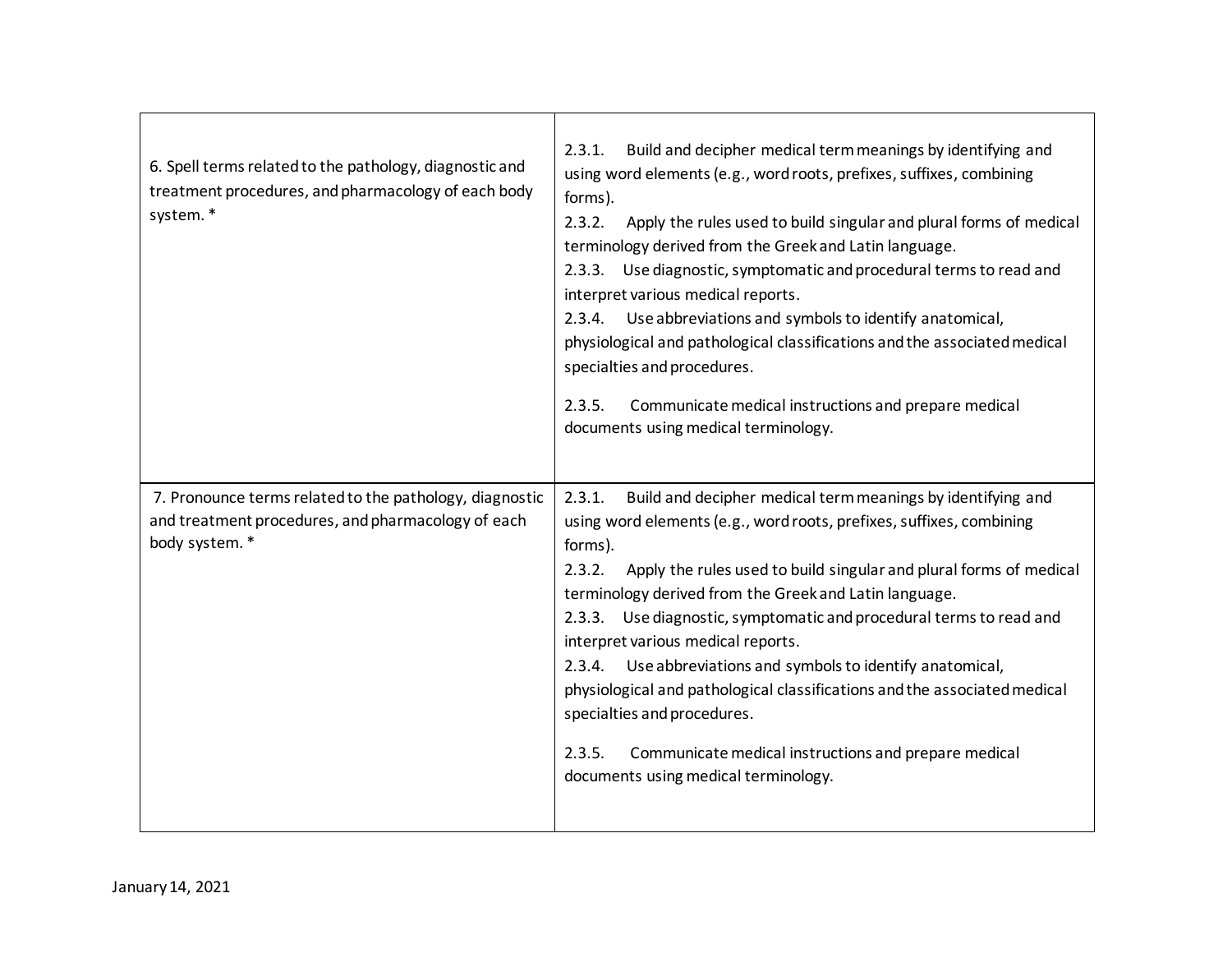| | |
|---|---|
| 6. Spell terms related to the pathology, diagnostic and treatment procedures, and pharmacology of each body system. * | 2.3.1. Build and decipher medical term meanings by identifying and using word elements (e.g., word roots, prefixes, suffixes, combining forms).<br>2.3.2. Apply the rules used to build singular and plural forms of medical terminology derived from the Greek and Latin language.<br>2.3.3. Use diagnostic, symptomatic and procedural terms to read and interpret various medical reports.<br>2.3.4. Use abbreviations and symbols to identify anatomical, physiological and pathological classifications and the associated medical specialties and procedures.<br>2.3.5. Communicate medical instructions and prepare medical documents using medical terminology. |
| 7. Pronounce terms related to the pathology, diagnostic and treatment procedures, and pharmacology of each body system. * | 2.3.1. Build and decipher medical term meanings by identifying and using word elements (e.g., word roots, prefixes, suffixes, combining forms).<br>2.3.2. Apply the rules used to build singular and plural forms of medical terminology derived from the Greek and Latin language.<br>2.3.3. Use diagnostic, symptomatic and procedural terms to read and interpret various medical reports.<br>2.3.4. Use abbreviations and symbols to identify anatomical, physiological and pathological classifications and the associated medical specialties and procedures.<br>2.3.5. Communicate medical instructions and prepare medical documents using medical terminology. |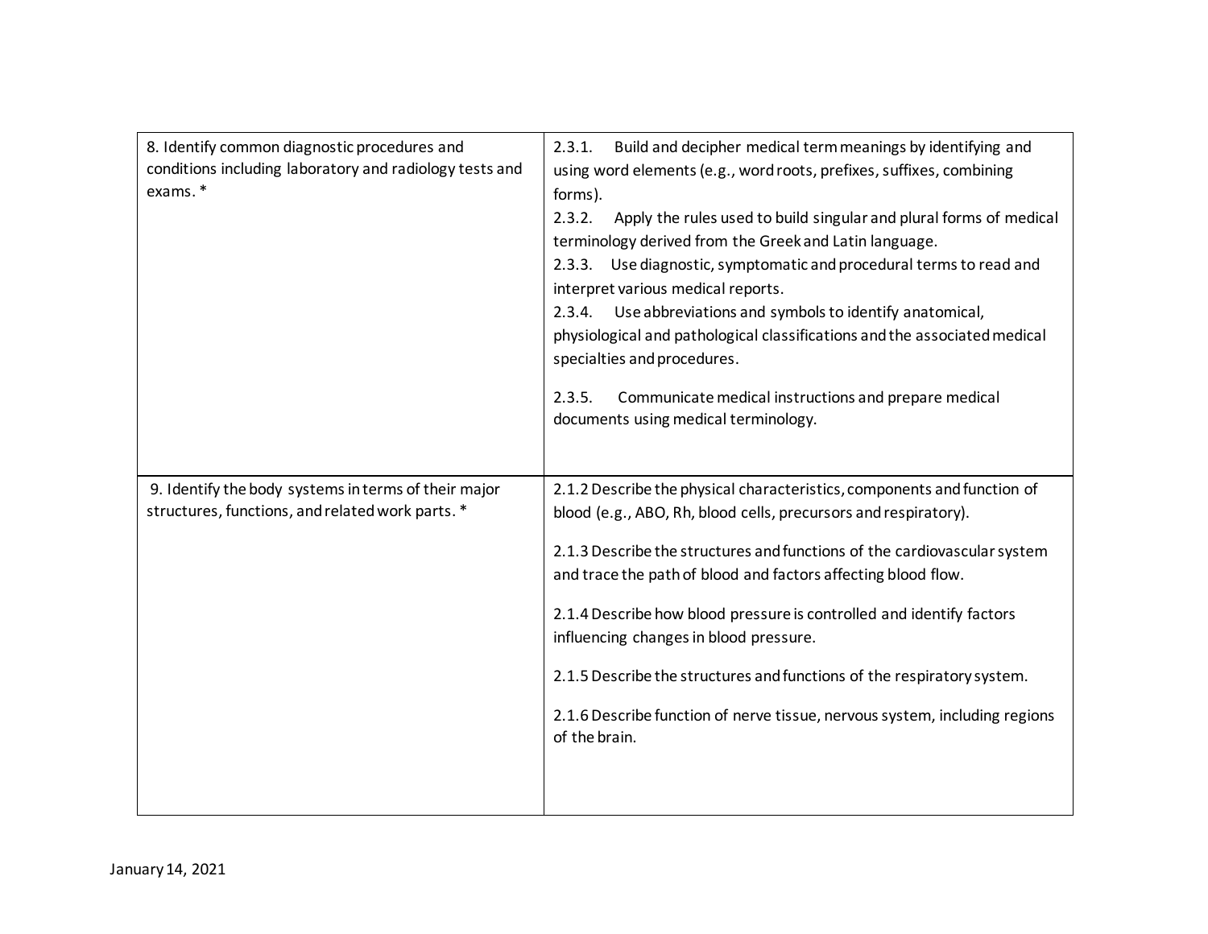| | |
|---|---|
| 8. Identify common diagnostic procedures and conditions including laboratory and radiology tests and exams. * | 2.3.1. Build and decipher medical term meanings by identifying and using word elements (e.g., word roots, prefixes, suffixes, combining forms).<br>2.3.2. Apply the rules used to build singular and plural forms of medical terminology derived from the Greek and Latin language.<br>2.3.3. Use diagnostic, symptomatic and procedural terms to read and interpret various medical reports.<br>2.3.4. Use abbreviations and symbols to identify anatomical, physiological and pathological classifications and the associated medical specialties and procedures.<br><br>2.3.5. Communicate medical instructions and prepare medical documents using medical terminology. |
| 9. Identify the body systems in terms of their major structures, functions, and related work parts. * | 2.1.2 Describe the physical characteristics, components and function of blood (e.g., ABO, Rh, blood cells, precursors and respiratory).<br><br>2.1.3 Describe the structures and functions of the cardiovascular system and trace the path of blood and factors affecting blood flow.<br><br>2.1.4 Describe how blood pressure is controlled and identify factors influencing changes in blood pressure.<br><br>2.1.5 Describe the structures and functions of the respiratory system.<br><br>2.1.6 Describe function of nerve tissue, nervous system, including regions of the brain. |

January 14, 2021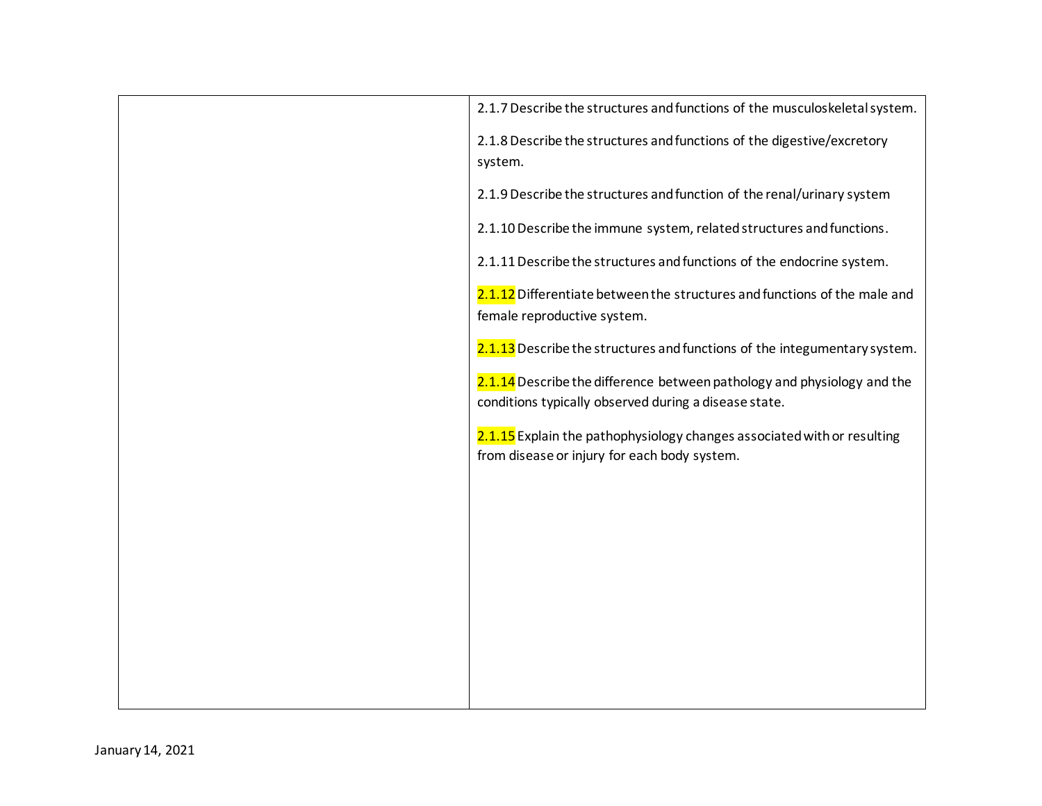| | |
|---|---|
| | 2.1.7 Describe the structures and functions of the musculoskeletal system.<br><br>2.1.8 Describe the structures and functions of the digestive/excretory system.<br><br>2.1.9 Describe the structures and function of the renal/urinary system<br><br>2.1.10 Describe the immune system, related structures and functions.<br><br>2.1.11 Describe the structures and functions of the endocrine system.<br><br>2.1.12 Differentiate between the structures and functions of the male and female reproductive system.<br><br>2.1.13 Describe the structures and functions of the integumentary system.<br><br>2.1.14 Describe the difference between pathology and physiology and the conditions typically observed during a disease state.<br><br>2.1.15 Explain the pathophysiology changes associated with or resulting from disease or injury for each body system. |

January 14, 2021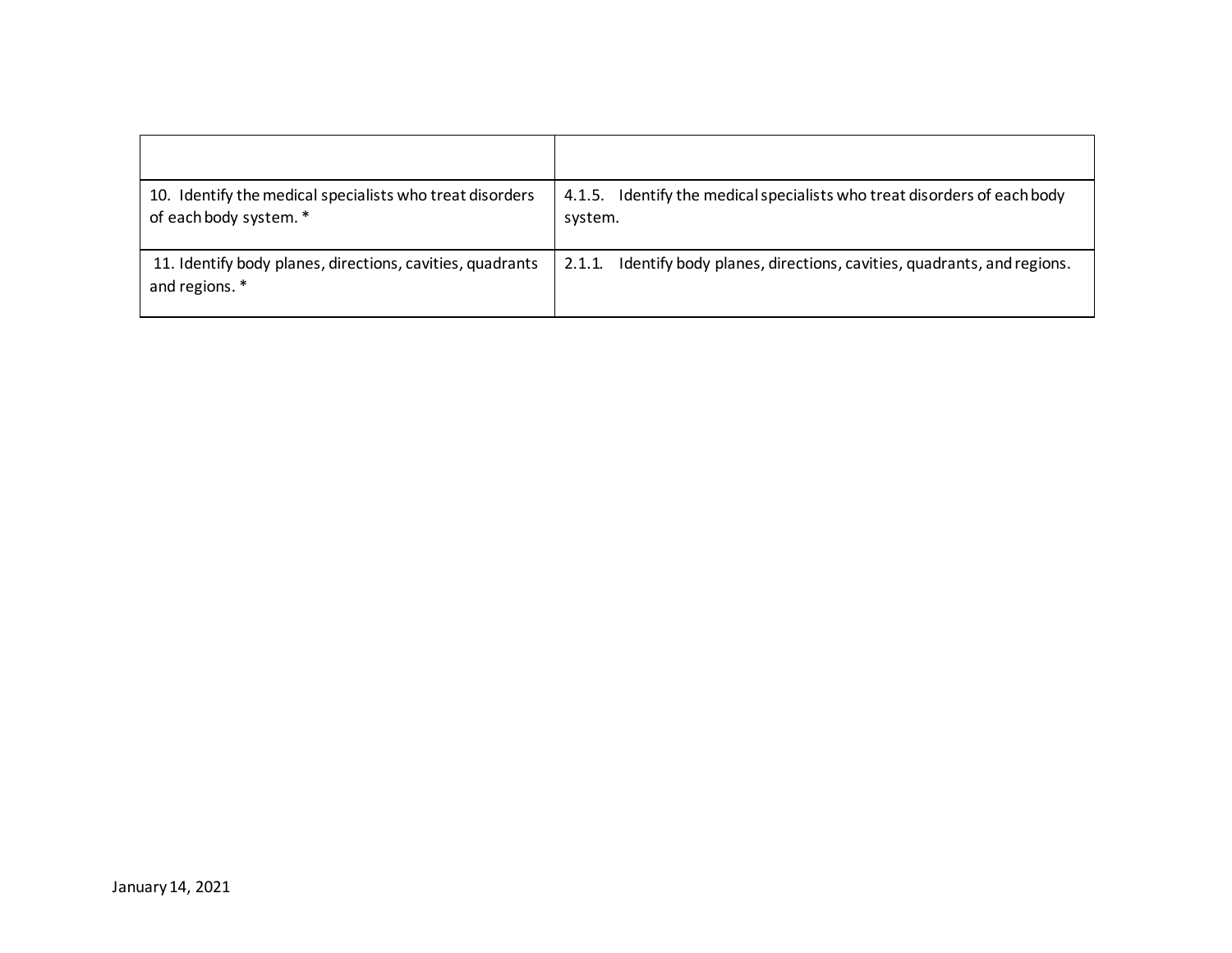| | |
|---|---|
| 10. Identify the medical specialists who treat disorders of each body system. * | 4.1.5. Identify the medical specialists who treat disorders of each body system. |
| 11. Identify body planes, directions, cavities, quadrants and regions. * | 2.1.1. Identify body planes, directions, cavities, quadrants, and regions. |

January 14, 2021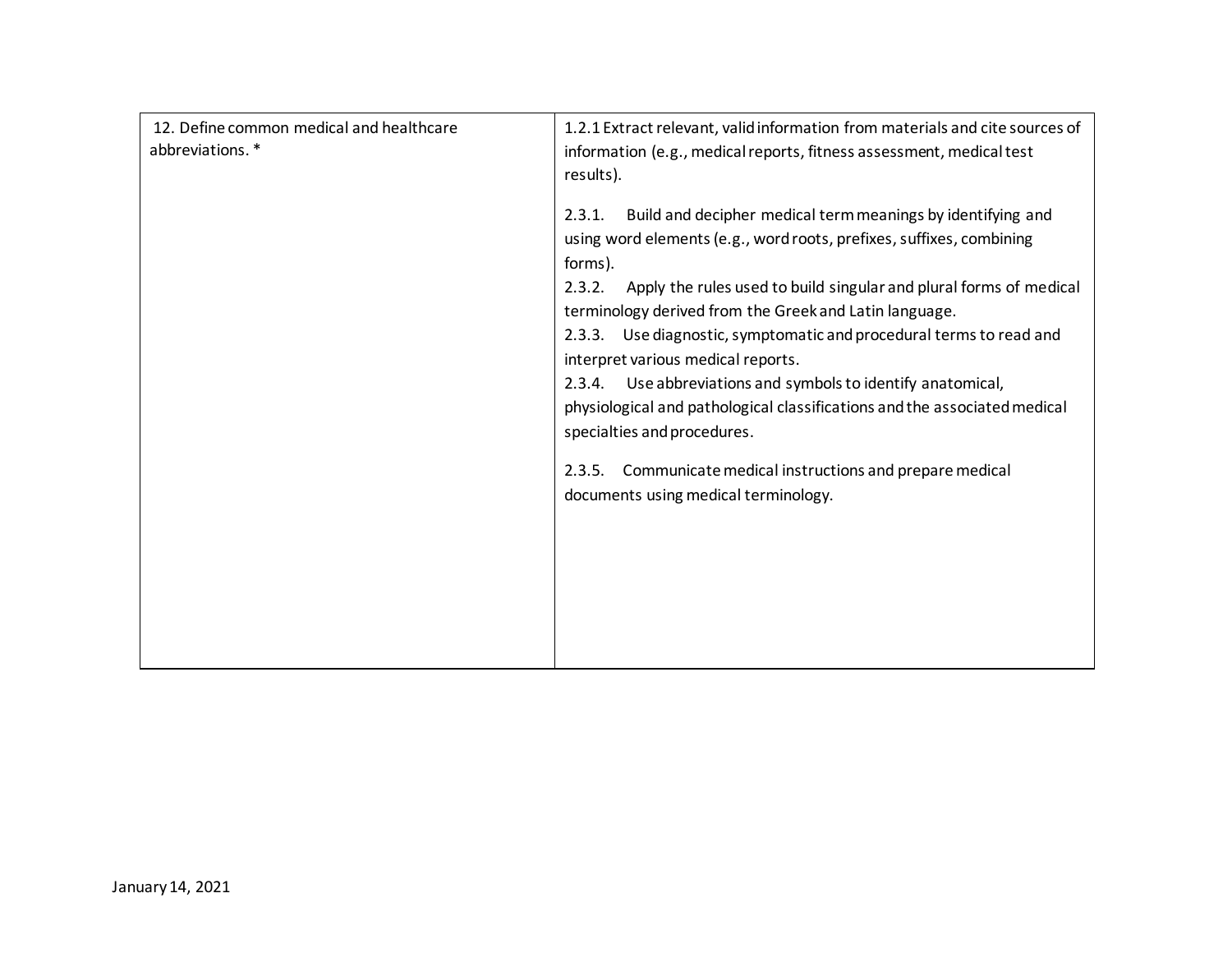| | |
|---|---|
| 12. Define common medical and healthcare abbreviations. * | 1.2.1 Extract relevant, valid information from materials and cite sources of information (e.g., medical reports, fitness assessment, medical test results).<br><br>2.3.1. Build and decipher medical term meanings by identifying and using word elements (e.g., word roots, prefixes, suffixes, combining forms).<br>2.3.2. Apply the rules used to build singular and plural forms of medical terminology derived from the Greek and Latin language.<br>2.3.3. Use diagnostic, symptomatic and procedural terms to read and interpret various medical reports.<br>2.3.4. Use abbreviations and symbols to identify anatomical, physiological and pathological classifications and the associated medical specialties and procedures.<br><br>2.3.5. Communicate medical instructions and prepare medical documents using medical terminology. |

January 14, 2021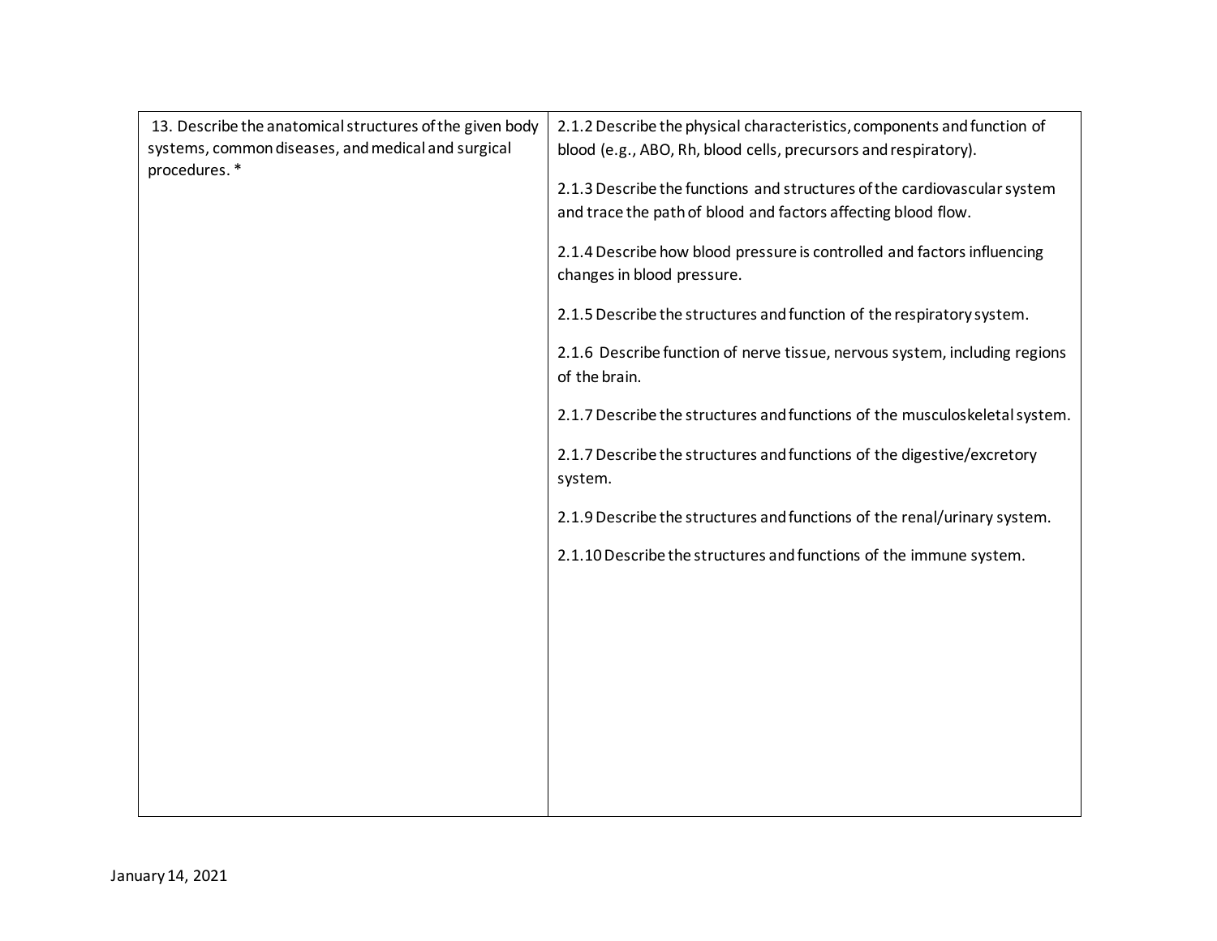| | |
|---|---|
| 13. Describe the anatomical structures of the given body systems, common diseases, and medical and surgical procedures. * | 2.1.2 Describe the physical characteristics, components and function of blood (e.g., ABO, Rh, blood cells, precursors and respiratory).<br><br>2.1.3 Describe the functions and structures of the cardiovascular system and trace the path of blood and factors affecting blood flow.<br><br>2.1.4 Describe how blood pressure is controlled and factors influencing changes in blood pressure.<br><br>2.1.5 Describe the structures and function of the respiratory system.<br><br>2.1.6 Describe function of nerve tissue, nervous system, including regions of the brain.<br><br>2.1.7 Describe the structures and functions of the musculoskeletal system.<br><br>2.1.7 Describe the structures and functions of the digestive/excretory system.<br><br>2.1.9 Describe the structures and functions of the renal/urinary system.<br><br>2.1.10 Describe the structures and functions of the immune system. |

January 14, 2021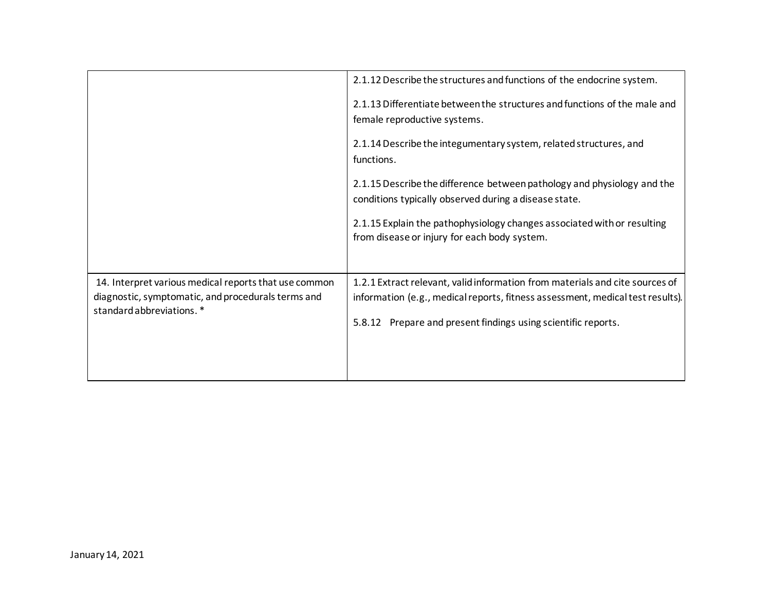| | |
|---|---|
| | 2.1.12 Describe the structures and functions of the endocrine system.<br><br>2.1.13 Differentiate between the structures and functions of the male and female reproductive systems.<br><br>2.1.14 Describe the integumentary system, related structures, and functions.<br><br>2.1.15 Describe the difference between pathology and physiology and the conditions typically observed during a disease state.<br><br>2.1.15 Explain the pathophysiology changes associated with or resulting from disease or injury for each body system. |
| 14. Interpret various medical reports that use common diagnostic, symptomatic, and procedurals terms and standard abbreviations. * | 1.2.1 Extract relevant, valid information from materials and cite sources of information (e.g., medical reports, fitness assessment, medical test results).<br><br>5.8.12 Prepare and present findings using scientific reports. |

January 14, 2021